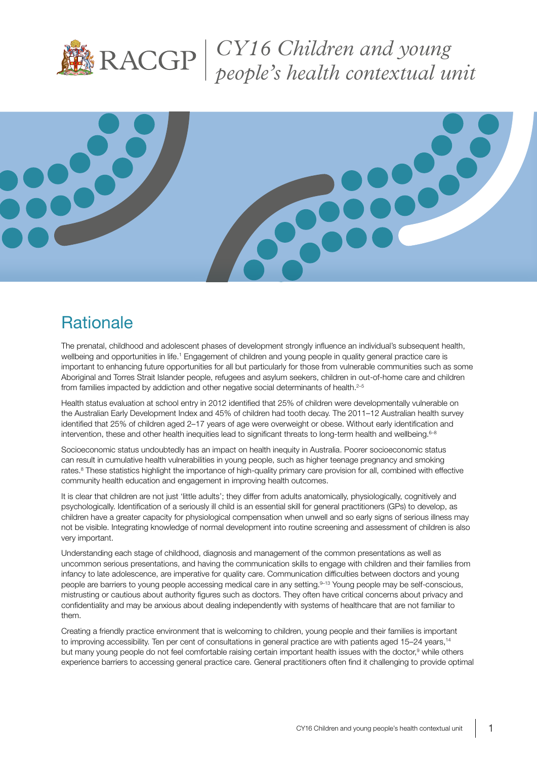# CY16 Children and young people's health contextual unit

## Rationale

The prenatal, childhood and adolescent phases of development strongly influence an individual's subsequent health, wellbeing and opportunities in life.[1] Engagement of children and young people in quality general practice care is important to enhancing future opportunities for all but particularly for those from vulnerable communities such as some Aboriginal and Torres Strait Islander people, refugees and asylum seekers, children in out-of-home care and children from families impacted by addiction and other negative social determinants of health.[2–5]

Health status evaluation at school entry in 2012 identified that 25% of children were developmentally vulnerable on the Australian Early Development Index and 45% of children had tooth decay. The 2011–12 Australian health survey identified that 25% of children aged 2–17 years of age were overweight or obese. Without early identification and intervention, these and other health inequities lead to significant threats to long-term health and wellbeing.[6–8]

Socioeconomic status undoubtedly has an impact on health inequity in Australia. Poorer socioeconomic status can result in cumulative health vulnerabilities in young people, such as higher teenage pregnancy and smoking rates.[8] These statistics highlight the importance of high-quality primary care provision for all, combined with effective community health education and engagement in improving health outcomes.

It is clear that children are not just 'little adults'; they differ from adults anatomically, physiologically, cognitively and psychologically. Identification of a seriously ill child is an essential skill for general practitioners (GPs) to develop, as children have a greater capacity for physiological compensation when unwell and so early signs of serious illness may not be visible. Integrating knowledge of normal development into routine screening and assessment of children is also very important.

Understanding each stage of childhood, diagnosis and management of the common presentations as well as uncommon serious presentations, and having the communication skills to engage with children and their families from infancy to late adolescence, are imperative for quality care. Communication difficulties between doctors and young people are barriers to young people accessing medical care in any setting.[9–13] Young people may be self-conscious, mistrusting or cautious about authority figures such as doctors. They often have critical concerns about privacy and confidentiality and may be anxious about dealing independently with systems of healthcare that are not familiar to them.

Creating a friendly practice environment that is welcoming to children, young people and their families is important to improving accessibility. Ten per cent of consultations in general practice are with patients aged 15–24 years,[14] but many young people do not feel comfortable raising certain important health issues with the doctor,[9] while others experience barriers to accessing general practice care. General practitioners often find it challenging to provide optimal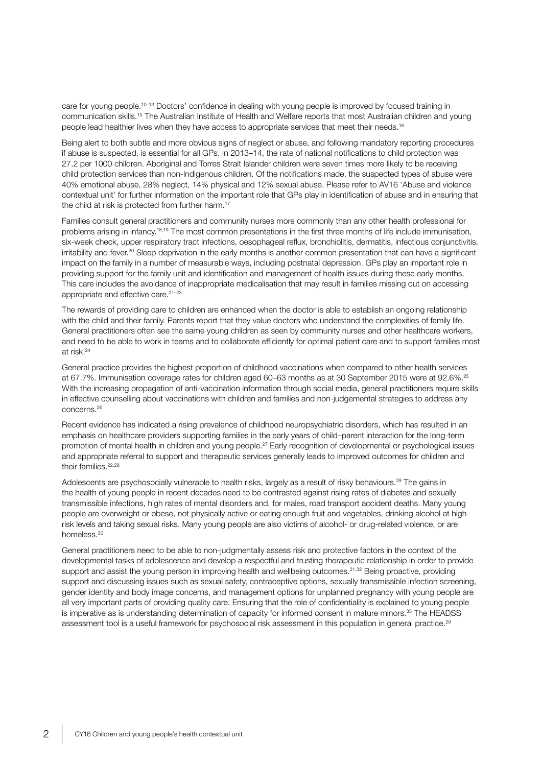care for young people.[10–13] Doctors' confidence in dealing with young people is improved by focused training in communication skills.[15] The Australian Institute of Health and Welfare reports that most Australian children and young people lead healthier lives when they have access to appropriate services that meet their needs.[16]

Being alert to both subtle and more obvious signs of neglect or abuse, and following mandatory reporting procedures if abuse is suspected, is essential for all GPs. In 2013–14, the rate of national notifications to child protection was 27.2 per 1000 children. Aboriginal and Torres Strait Islander children were seven times more likely to be receiving child protection services than non-Indigenous children. Of the notifications made, the suspected types of abuse were 40% emotional abuse, 28% neglect, 14% physical and 12% sexual abuse. Please refer to AV16 'Abuse and violence contextual unit' for further information on the important role that GPs play in identification of abuse and in ensuring that the child at risk is protected from further harm.[17]

Families consult general practitioners and community nurses more commonly than any other health professional for problems arising in infancy.[18,19] The most common presentations in the first three months of life include immunisation, six-week check, upper respiratory tract infections, oesophageal reflux, bronchiolitis, dermatitis, infectious conjunctivitis, irritability and fever.[20] Sleep deprivation in the early months is another common presentation that can have a significant impact on the family in a number of measurable ways, including postnatal depression. GPs play an important role in providing support for the family unit and identification and management of health issues during these early months. This care includes the avoidance of inappropriate medicalisation that may result in families missing out on accessing appropriate and effective care.[21–23]

The rewards of providing care to children are enhanced when the doctor is able to establish an ongoing relationship with the child and their family. Parents report that they value doctors who understand the complexities of family life. General practitioners often see the same young children as seen by community nurses and other healthcare workers, and need to be able to work in teams and to collaborate efficiently for optimal patient care and to support families most at risk.[24]

General practice provides the highest proportion of childhood vaccinations when compared to other health services at 67.7%. Immunisation coverage rates for children aged 60–63 months as at 30 September 2015 were at 92.6%.[25] With the increasing propagation of anti-vaccination information through social media, general practitioners require skills in effective counselling about vaccinations with children and families and non-judgemental strategies to address any concerns.[26]

Recent evidence has indicated a rising prevalence of childhood neuropsychiatric disorders, which has resulted in an emphasis on healthcare providers supporting families in the early years of child–parent interaction for the long-term promotion of mental health in children and young people.[27] Early recognition of developmental or psychological issues and appropriate referral to support and therapeutic services generally leads to improved outcomes for children and their families.[22,28]

Adolescents are psychosocially vulnerable to health risks, largely as a result of risky behaviours.[29] The gains in the health of young people in recent decades need to be contrasted against rising rates of diabetes and sexually transmissible infections, high rates of mental disorders and, for males, road transport accident deaths. Many young people are overweight or obese, not physically active or eating enough fruit and vegetables, drinking alcohol at high-risk levels and taking sexual risks. Many young people are also victims of alcohol- or drug-related violence, or are homeless.[30]

General practitioners need to be able to non-judgmentally assess risk and protective factors in the context of the developmental tasks of adolescence and develop a respectful and trusting therapeutic relationship in order to provide support and assist the young person in improving health and wellbeing outcomes.[31,32] Being proactive, providing support and discussing issues such as sexual safety, contraceptive options, sexually transmissible infection screening, gender identity and body image concerns, and management options for unplanned pregnancy with young people are all very important parts of providing quality care. Ensuring that the role of confidentiality is explained to young people is imperative as is understanding determination of capacity for informed consent in mature minors.[33] The HEADSS assessment tool is a useful framework for psychosocial risk assessment in this population in general practice.[29]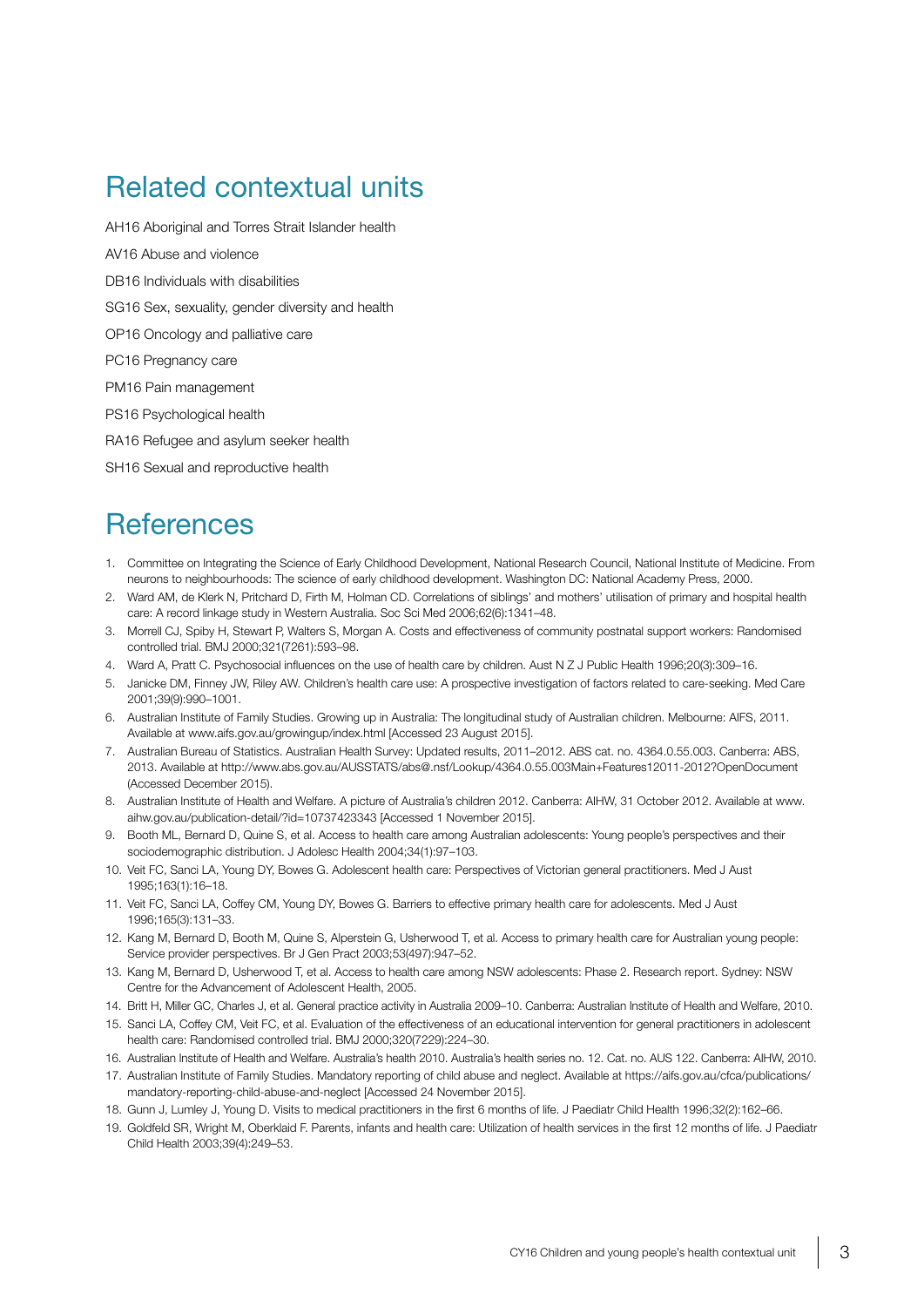## Related contextual units

AH16 Aboriginal and Torres Strait Islander health

AV16 Abuse and violence

DB16 Individuals with disabilities

SG16 Sex, sexuality, gender diversity and health

OP16 Oncology and palliative care

PC16 Pregnancy care

PM16 Pain management

PS16 Psychological health

RA16 Refugee and asylum seeker health

SH16 Sexual and reproductive health

## References

1. Committee on Integrating the Science of Early Childhood Development, National Research Council, National Institute of Medicine. From neurons to neighbourhoods: The science of early childhood development. Washington DC: National Academy Press, 2000.
2. Ward AM, de Klerk N, Pritchard D, Firth M, Holman CD. Correlations of siblings' and mothers' utilisation of primary and hospital health care: A record linkage study in Western Australia. Soc Sci Med 2006;62(6):1341–48.
3. Morrell CJ, Spiby H, Stewart P, Walters S, Morgan A. Costs and effectiveness of community postnatal support workers: Randomised controlled trial. BMJ 2000;321(7261):593–98.
4. Ward A, Pratt C. Psychosocial influences on the use of health care by children. Aust N Z J Public Health 1996;20(3):309–16.
5. Janicke DM, Finney JW, Riley AW. Children's health care use: A prospective investigation of factors related to care-seeking. Med Care 2001;39(9):990–1001.
6. Australian Institute of Family Studies. Growing up in Australia: The longitudinal study of Australian children. Melbourne: AIFS, 2011. Available at www.aifs.gov.au/growingup/index.html [Accessed 23 August 2015].
7. Australian Bureau of Statistics. Australian Health Survey: Updated results, 2011–2012. ABS cat. no. 4364.0.55.003. Canberra: ABS, 2013. Available at http://www.abs.gov.au/AUSSTATS/abs@.nsf/Lookup/4364.0.55.003Main+Features12011-2012?OpenDocument (Accessed December 2015).
8. Australian Institute of Health and Welfare. A picture of Australia's children 2012. Canberra: AIHW, 31 October 2012. Available at www.aihw.gov.au/publication-detail/?id=10737423343 [Accessed 1 November 2015].
9. Booth ML, Bernard D, Quine S, et al. Access to health care among Australian adolescents: Young people's perspectives and their sociodemographic distribution. J Adolesc Health 2004;34(1):97–103.
10. Veit FC, Sanci LA, Young DY, Bowes G. Adolescent health care: Perspectives of Victorian general practitioners. Med J Aust 1995;163(1):16–18.
11. Veit FC, Sanci LA, Coffey CM, Young DY, Bowes G. Barriers to effective primary health care for adolescents. Med J Aust 1996;165(3):131–33.
12. Kang M, Bernard D, Booth M, Quine S, Alperstein G, Usherwood T, et al. Access to primary health care for Australian young people: Service provider perspectives. Br J Gen Pract 2003;53(497):947–52.
13. Kang M, Bernard D, Usherwood T, et al. Access to health care among NSW adolescents: Phase 2. Research report. Sydney: NSW Centre for the Advancement of Adolescent Health, 2005.
14. Britt H, Miller GC, Charles J, et al. General practice activity in Australia 2009–10. Canberra: Australian Institute of Health and Welfare, 2010.
15. Sanci LA, Coffey CM, Veit FC, et al. Evaluation of the effectiveness of an educational intervention for general practitioners in adolescent health care: Randomised controlled trial. BMJ 2000;320(7229):224–30.
16. Australian Institute of Health and Welfare. Australia's health 2010. Australia's health series no. 12. Cat. no. AUS 122. Canberra: AIHW, 2010.
17. Australian Institute of Family Studies. Mandatory reporting of child abuse and neglect. Available at https://aifs.gov.au/cfca/publications/mandatory-reporting-child-abuse-and-neglect [Accessed 24 November 2015].
18. Gunn J, Lumley J, Young D. Visits to medical practitioners in the first 6 months of life. J Paediatr Child Health 1996;32(2):162–66.
19. Goldfeld SR, Wright M, Oberklaid F. Parents, infants and health care: Utilization of health services in the first 12 months of life. J Paediatr Child Health 2003;39(4):249–53.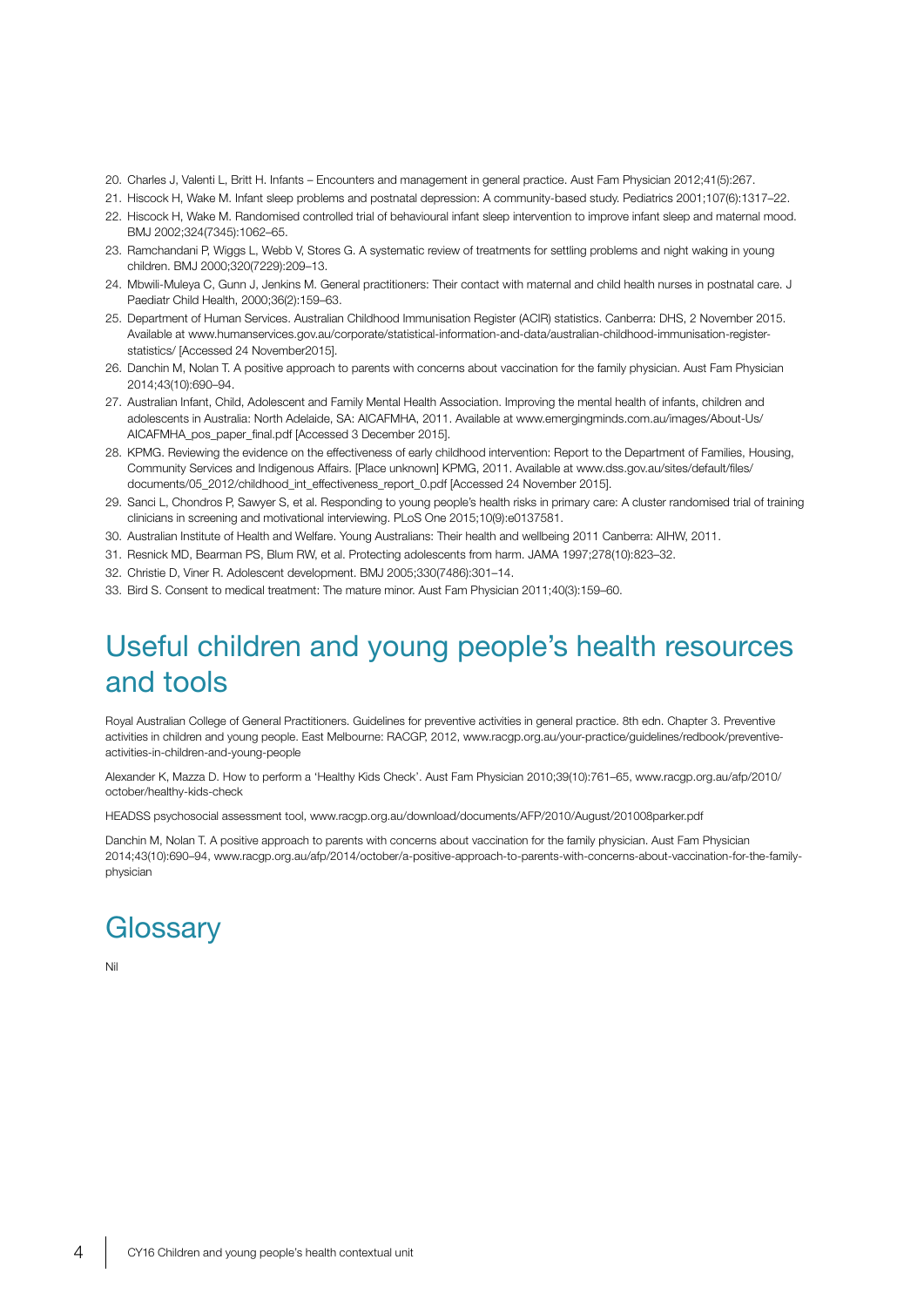20. Charles J, Valenti L, Britt H. Infants – Encounters and management in general practice. Aust Fam Physician 2012;41(5):267.
21. Hiscock H, Wake M. Infant sleep problems and postnatal depression: A community-based study. Pediatrics 2001;107(6):1317–22.
22. Hiscock H, Wake M. Randomised controlled trial of behavioural infant sleep intervention to improve infant sleep and maternal mood. BMJ 2002;324(7345):1062–65.
23. Ramchandani P, Wiggs L, Webb V, Stores G. A systematic review of treatments for settling problems and night waking in young children. BMJ 2000;320(7229):209–13.
24. Mbwili-Muleya C, Gunn J, Jenkins M. General practitioners: Their contact with maternal and child health nurses in postnatal care. J Paediatr Child Health, 2000;36(2):159–63.
25. Department of Human Services. Australian Childhood Immunisation Register (ACIR) statistics. Canberra: DHS, 2 November 2015. Available at www.humanservices.gov.au/corporate/statistical-information-and-data/australian-childhood-immunisation-register-statistics/ [Accessed 24 November2015].
26. Danchin M, Nolan T. A positive approach to parents with concerns about vaccination for the family physician. Aust Fam Physician 2014;43(10):690–94.
27. Australian Infant, Child, Adolescent and Family Mental Health Association. Improving the mental health of infants, children and adolescents in Australia: North Adelaide, SA: AICAFMHA, 2011. Available at www.emergingminds.com.au/images/About-Us/AICAFMHA_pos_paper_final.pdf [Accessed 3 December 2015].
28. KPMG. Reviewing the evidence on the effectiveness of early childhood intervention: Report to the Department of Families, Housing, Community Services and Indigenous Affairs. [Place unknown] KPMG, 2011. Available at www.dss.gov.au/sites/default/files/documents/05_2012/childhood_int_effectiveness_report_0.pdf [Accessed 24 November 2015].
29. Sanci L, Chondros P, Sawyer S, et al. Responding to young people's health risks in primary care: A cluster randomised trial of training clinicians in screening and motivational interviewing. PLoS One 2015;10(9):e0137581.
30. Australian Institute of Health and Welfare. Young Australians: Their health and wellbeing 2011 Canberra: AIHW, 2011.
31. Resnick MD, Bearman PS, Blum RW, et al. Protecting adolescents from harm. JAMA 1997;278(10):823–32.
32. Christie D, Viner R. Adolescent development. BMJ 2005;330(7486):301–14.
33. Bird S. Consent to medical treatment: The mature minor. Aust Fam Physician 2011;40(3):159–60.

# Useful children and young people's health resources and tools

Royal Australian College of General Practitioners. Guidelines for preventive activities in general practice. 8th edn. Chapter 3. Preventive activities in children and young people. East Melbourne: RACGP, 2012, www.racgp.org.au/your-practice/guidelines/redbook/preventive-activities-in-children-and-young-people

Alexander K, Mazza D. How to perform a 'Healthy Kids Check'. Aust Fam Physician 2010;39(10):761–65, www.racgp.org.au/afp/2010/october/healthy-kids-check

HEADSS psychosocial assessment tool, www.racgp.org.au/download/documents/AFP/2010/August/201008parker.pdf

Danchin M, Nolan T. A positive approach to parents with concerns about vaccination for the family physician. Aust Fam Physician 2014;43(10):690–94, www.racgp.org.au/afp/2014/october/a-positive-approach-to-parents-with-concerns-about-vaccination-for-the-family-physician

# Glossary

Nil